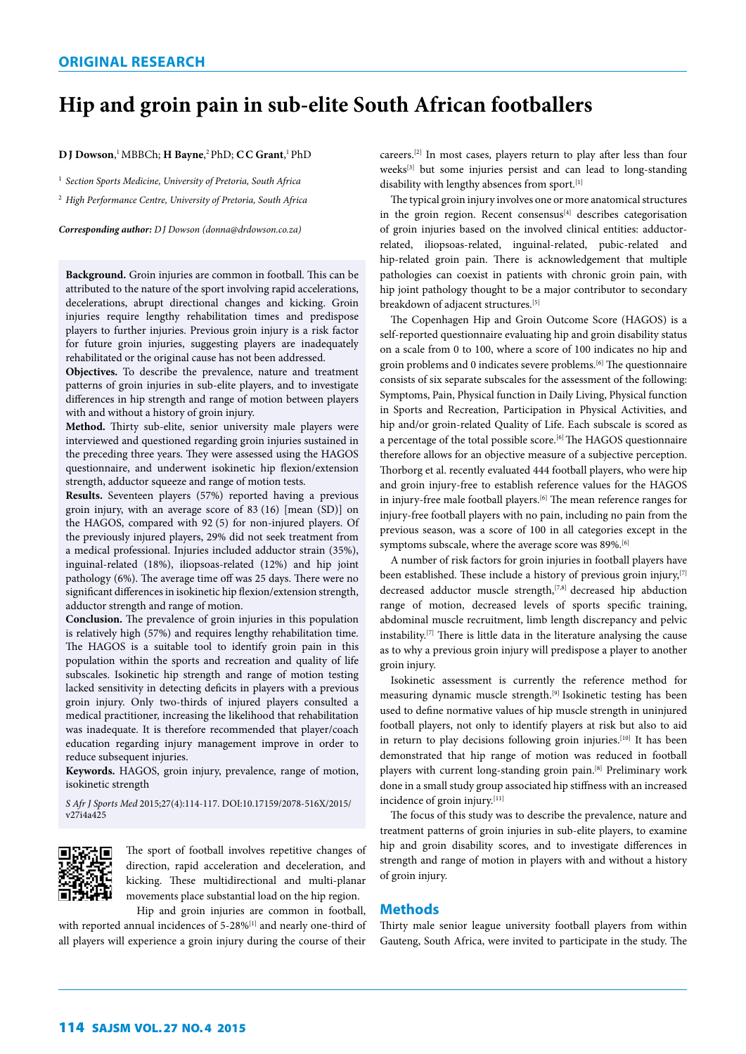ORIGINAL RESEARCH

# Hip and groin pain in sub-elite South African footballers

**D J Dowson**,[1] MBBCh; **H Bayne**,[2] PhD; **C C Grant**,[1] PhD

[1] *Section Sports Medicine, University of Pretoria, South Africa*

[2] *High Performance Centre, University of Pretoria, South Africa*

***Corresponding author:*** *D J Dowson (donna@drdowson.co.za)*

**Background.** Groin injuries are common in football. This can be attributed to the nature of the sport involving rapid accelerations, decelerations, abrupt directional changes and kicking. Groin injuries require lengthy rehabilitation times and predispose players to further injuries. Previous groin injury is a risk factor for future groin injuries, suggesting players are inadequately rehabilitated or the original cause has not been addressed.

**Objectives.** To describe the prevalence, nature and treatment patterns of groin injuries in sub-elite players, and to investigate differences in hip strength and range of motion between players with and without a history of groin injury.

**Method.** Thirty sub-elite, senior university male players were interviewed and questioned regarding groin injuries sustained in the preceding three years. They were assessed using the HAGOS questionnaire, and underwent isokinetic hip flexion/extension strength, adductor squeeze and range of motion tests.

**Results.** Seventeen players (57%) reported having a previous groin injury, with an average score of 83 (16) [mean (SD)] on the HAGOS, compared with 92 (5) for non-injured players. Of the previously injured players, 29% did not seek treatment from a medical professional. Injuries included adductor strain (35%), inguinal-related (18%), iliopsoas-related (12%) and hip joint pathology (6%). The average time off was 25 days. There were no significant differences in isokinetic hip flexion/extension strength, adductor strength and range of motion.

**Conclusion.** The prevalence of groin injuries in this population is relatively high (57%) and requires lengthy rehabilitation time. The HAGOS is a suitable tool to identify groin pain in this population within the sports and recreation and quality of life subscales. Isokinetic hip strength and range of motion testing lacked sensitivity in detecting deficits in players with a previous groin injury. Only two-thirds of injured players consulted a medical practitioner, increasing the likelihood that rehabilitation was inadequate. It is therefore recommended that player/coach education regarding injury management improve in order to reduce subsequent injuries.

**Keywords.** HAGOS, groin injury, prevalence, range of motion, isokinetic strength

*S Afr J Sports Med* 2015;27(4):114-117. DOI:10.17159/2078-516X/2015/v27i4a425

The sport of football involves repetitive changes of direction, rapid acceleration and deceleration, and kicking. These multidirectional and multi-planar movements place substantial load on the hip region.

Hip and groin injuries are common in football, with reported annual incidences of 5-28%[1] and nearly one-third of all players will experience a groin injury during the course of their careers.[2] In most cases, players return to play after less than four weeks[3] but some injuries persist and can lead to long-standing disability with lengthy absences from sport.[1]

The typical groin injury involves one or more anatomical structures in the groin region. Recent consensus[4] describes categorisation of groin injuries based on the involved clinical entities: adductor-related, iliopsoas-related, inguinal-related, pubic-related and hip-related groin pain. There is acknowledgement that multiple pathologies can coexist in patients with chronic groin pain, with hip joint pathology thought to be a major contributor to secondary breakdown of adjacent structures.[5]

The Copenhagen Hip and Groin Outcome Score (HAGOS) is a self-reported questionnaire evaluating hip and groin disability status on a scale from 0 to 100, where a score of 100 indicates no hip and groin problems and 0 indicates severe problems.[6] The questionnaire consists of six separate subscales for the assessment of the following: Symptoms, Pain, Physical function in Daily Living, Physical function in Sports and Recreation, Participation in Physical Activities, and hip and/or groin-related Quality of Life. Each subscale is scored as a percentage of the total possible score.[6] The HAGOS questionnaire therefore allows for an objective measure of a subjective perception. Thorborg et al. recently evaluated 444 football players, who were hip and groin injury-free to establish reference values for the HAGOS in injury-free male football players.[6] The mean reference ranges for injury-free football players with no pain, including no pain from the previous season, was a score of 100 in all categories except in the symptoms subscale, where the average score was 89%.[6]

A number of risk factors for groin injuries in football players have been established. These include a history of previous groin injury,[7] decreased adductor muscle strength,[7,8] decreased hip abduction range of motion, decreased levels of sports specific training, abdominal muscle recruitment, limb length discrepancy and pelvic instability.[7] There is little data in the literature analysing the cause as to why a previous groin injury will predispose a player to another groin injury.

Isokinetic assessment is currently the reference method for measuring dynamic muscle strength.[9] Isokinetic testing has been used to define normative values of hip muscle strength in uninjured football players, not only to identify players at risk but also to aid in return to play decisions following groin injuries.[10] It has been demonstrated that hip range of motion was reduced in football players with current long-standing groin pain.[8] Preliminary work done in a small study group associated hip stiffness with an increased incidence of groin injury.[11]

The focus of this study was to describe the prevalence, nature and treatment patterns of groin injuries in sub-elite players, to examine hip and groin disability scores, and to investigate differences in strength and range of motion in players with and without a history of groin injury.

## Methods

Thirty male senior league university football players from within Gauteng, South Africa, were invited to participate in the study. The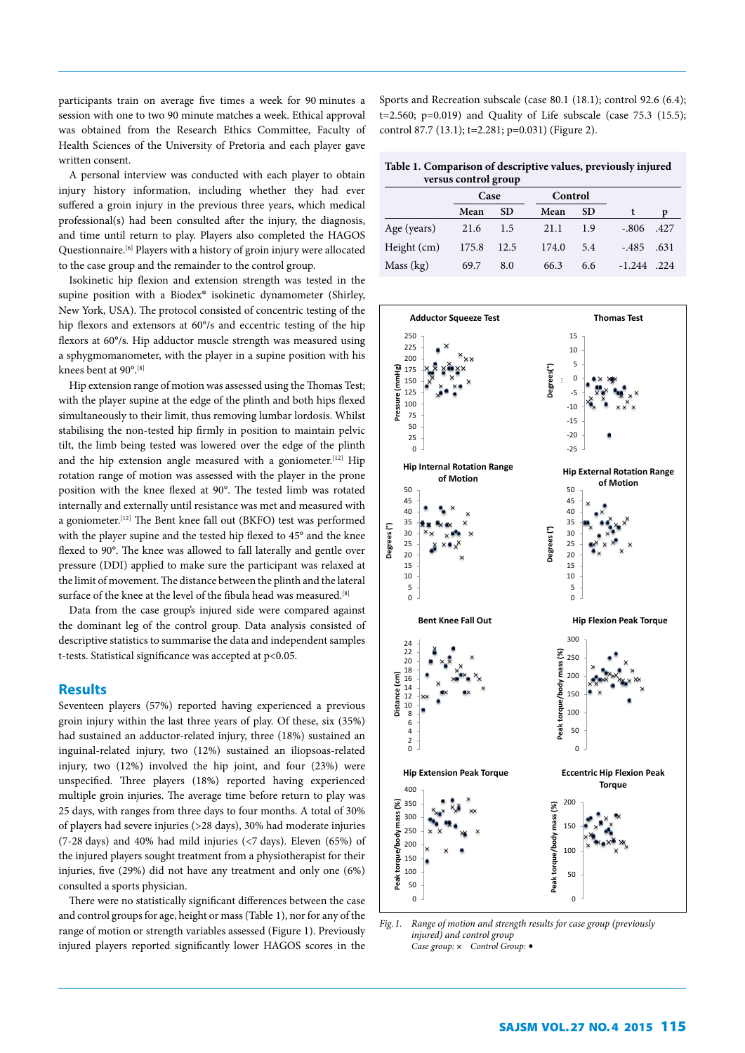participants train on average five times a week for 90 minutes a session with one to two 90 minute matches a week. Ethical approval was obtained from the Research Ethics Committee, Faculty of Health Sciences of the University of Pretoria and each player gave written consent.

A personal interview was conducted with each player to obtain injury history information, including whether they had ever suffered a groin injury in the previous three years, which medical professional(s) had been consulted after the injury, the diagnosis, and time until return to play. Players also completed the HAGOS Questionnaire.[6] Players with a history of groin injury were allocated to the case group and the remainder to the control group.

Isokinetic hip flexion and extension strength was tested in the supine position with a Biodex® isokinetic dynamometer (Shirley, New York, USA). The protocol consisted of concentric testing of the hip flexors and extensors at 60°/s and eccentric testing of the hip flexors at 60°/s. Hip adductor muscle strength was measured using a sphygmomanometer, with the player in a supine position with his knees bent at 90°.[8]

Hip extension range of motion was assessed using the Thomas Test; with the player supine at the edge of the plinth and both hips flexed simultaneously to their limit, thus removing lumbar lordosis. Whilst stabilising the non-tested hip firmly in position to maintain pelvic tilt, the limb being tested was lowered over the edge of the plinth and the hip extension angle measured with a goniometer.[12] Hip rotation range of motion was assessed with the player in the prone position with the knee flexed at 90°. The tested limb was rotated internally and externally until resistance was met and measured with a goniometer.[12] The Bent knee fall out (BKFO) test was performed with the player supine and the tested hip flexed to 45° and the knee flexed to 90°. The knee was allowed to fall laterally and gentle over pressure (DDI) applied to make sure the participant was relaxed at the limit of movement. The distance between the plinth and the lateral surface of the knee at the level of the fibula head was measured.[8]

Data from the case group's injured side were compared against the dominant leg of the control group. Data analysis consisted of descriptive statistics to summarise the data and independent samples t-tests. Statistical significance was accepted at $p<0.05$.

## Results

Seventeen players (57%) reported having experienced a previous groin injury within the last three years of play. Of these, six (35%) had sustained an adductor-related injury, three (18%) sustained an inguinal-related injury, two (12%) sustained an iliopsoas-related injury, two (12%) involved the hip joint, and four (23%) were unspecified. Three players (18%) reported having experienced multiple groin injuries. The average time before return to play was 25 days, with ranges from three days to four months. A total of 30% of players had severe injuries (>28 days), 30% had moderate injuries (7-28 days) and 40% had mild injuries (<7 days). Eleven (65%) of the injured players sought treatment from a physiotherapist for their injuries, five (29%) did not have any treatment and only one (6%) consulted a sports physician.

There were no statistically significant differences between the case and control groups for age, height or mass (Table 1), nor for any of the range of motion or strength variables assessed (Figure 1). Previously injured players reported significantly lower HAGOS scores in the Sports and Recreation subscale (case 80.1 (18.1); control 92.6 (6.4); $t=2.560$; $p=0.019$) and Quality of Life subscale (case 75.3 (15.5); control 87.7 (13.1); $t=2.281$; $p=0.031$) (Figure 2).

**Table 1. Comparison of descriptive values, previously injured versus control group**

| | Case | | Control | | | |
|---|---|---|---|---|---|---|
| | Mean | SD | Mean | SD | t | p |
| Age (years) | 21.6 | 1.5 | 21.1 | 1.9 | -.806 | .427 |
| Height (cm) | 175.8 | 12.5 | 174.0 | 5.4 | -.485 | .631 |
| Mass (kg) | 69.7 | 8.0 | 66.3 | 6.6 | -1.244 | .224 |

*Fig. 1. Range of motion and strength results for case group (previously injured) and control group*
*Case group: × Control Group: •*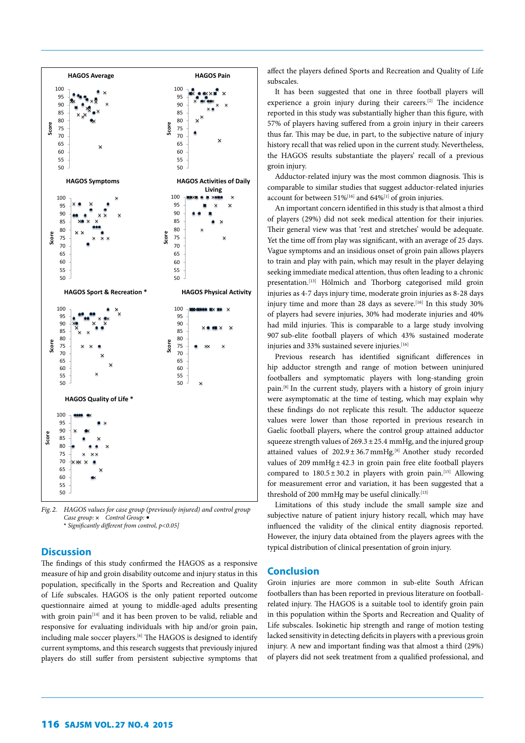Fig. 2. HAGOS values for case group (previously injured) and control group
Case group: × Control Group: •
* Significantly different from control, p<0.05]

## Discussion

The findings of this study confirmed the HAGOS as a responsive measure of hip and groin disability outcome and injury status in this population, specifically in the Sports and Recreation and Quality of Life subscales. HAGOS is the only patient reported outcome questionnaire aimed at young to middle-aged adults presenting with groin pain[14] and it has been proven to be valid, reliable and responsive for evaluating individuals with hip and/or groin pain, including male soccer players.[6] The HAGOS is designed to identify current symptoms, and this research suggests that previously injured players do still suffer from persistent subjective symptoms that affect the players defined Sports and Recreation and Quality of Life subscales.

It has been suggested that one in three football players will experience a groin injury during their careers.[2] The incidence reported in this study was substantially higher than this figure, with 57% of players having suffered from a groin injury in their careers thus far. This may be due, in part, to the subjective nature of injury history recall that was relied upon in the current study. Nevertheless, the HAGOS results substantiate the players' recall of a previous groin injury.

Adductor-related injury was the most common diagnosis. This is comparable to similar studies that suggest adductor-related injuries account for between 51%[16] and 64%[1] of groin injuries.

An important concern identified in this study is that almost a third of players (29%) did not seek medical attention for their injuries. Their general view was that 'rest and stretches' would be adequate. Yet the time off from play was significant, with an average of 25 days. Vague symptoms and an insidious onset of groin pain allows players to train and play with pain, which may result in the player delaying seeking immediate medical attention, thus often leading to a chronic presentation.[13] Hölmich and Thorborg categorised mild groin injuries as 4-7 days injury time, moderate groin injuries as 8-28 days injury time and more than 28 days as severe.[16] In this study 30% of players had severe injuries, 30% had moderate injuries and 40% had mild injuries. This is comparable to a large study involving 907 sub-elite football players of which 43% sustained moderate injuries and 33% sustained severe injuries.[16]

Previous research has identified significant differences in hip adductor strength and range of motion between uninjured footballers and symptomatic players with long-standing groin pain.[8] In the current study, players with a history of groin injury were asymptomatic at the time of testing, which may explain why these findings do not replicate this result. The adductor squeeze values were lower than those reported in previous research in Gaelic football players, where the control group attained adductor squeeze strength values of $269.3 \pm 25.4$ mmHg, and the injured group attained values of $202.9 \pm 36.7$ mmHg.[8] Another study recorded values of 209 mmHg $\pm$ 42.3 in groin pain free elite football players compared to $180.5 \pm 30.2$ in players with groin pain.[15] Allowing for measurement error and variation, it has been suggested that a threshold of 200 mmHg may be useful clinically.[13]

Limitations of this study include the small sample size and subjective nature of patient injury history recall, which may have influenced the validity of the clinical entity diagnosis reported. However, the injury data obtained from the players agrees with the typical distribution of clinical presentation of groin injury.

## Conclusion

Groin injuries are more common in sub-elite South African footballers than has been reported in previous literature on football-related injury. The HAGOS is a suitable tool to identify groin pain in this population within the Sports and Recreation and Quality of Life subscales. Isokinetic hip strength and range of motion testing lacked sensitivity in detecting deficits in players with a previous groin injury. A new and important finding was that almost a third (29%) of players did not seek treatment from a qualified professional, and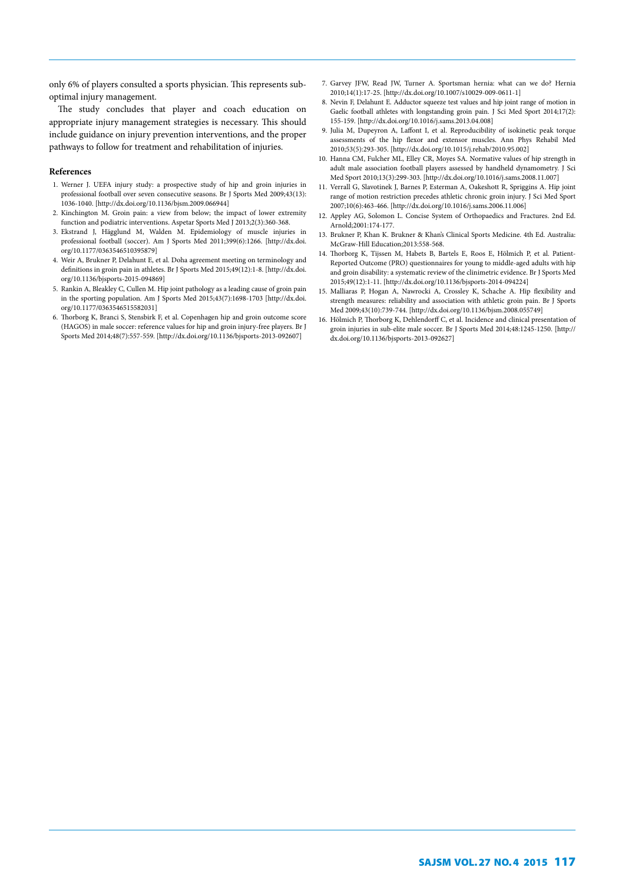only 6% of players consulted a sports physician. This represents sub-optimal injury management.

The study concludes that player and coach education on appropriate injury management strategies is necessary. This should include guidance on injury prevention interventions, and the proper pathways to follow for treatment and rehabilitation of injuries.

**References**

1. Werner J. UEFA injury study: a prospective study of hip and groin injuries in professional football over seven consecutive seasons. Br J Sports Med 2009;43(13): 1036-1040. [http://dx.doi.org/10.1136/bjsm.2009.066944]
2. Kinchington M. Groin pain: a view from below; the impact of lower extremity function and podiatric interventions. Aspetar Sports Med J 2013;2(3):360-368.
3. Ekstrand J, Hägglund M, Walden M. Epidemiology of muscle injuries in professional football (soccer). Am J Sports Med 2011;399(6):1266. [http://dx.doi.org/10.1177/0363546510395879]
4. Weir A, Brukner P, Delahunt E, et al. Doha agreement meeting on terminology and definitions in groin pain in athletes. Br J Sports Med 2015;49(12):1-8. [http://dx.doi.org/10.1136/bjsports-2015-094869]
5. Rankin A, Bleakley C, Cullen M. Hip joint pathology as a leading cause of groin pain in the sporting population. Am J Sports Med 2015;43(7):1698-1703 [http://dx.doi.org/10.1177/0363546515582031]
6. Thorborg K, Branci S, Stensbirk F, et al. Copenhagen hip and groin outcome score (HAGOS) in male soccer: reference values for hip and groin injury-free players. Br J Sports Med 2014;48(7):557-559. [http://dx.doi.org/10.1136/bjsports-2013-092607]
7. Garvey JFW, Read JW, Turner A. Sportsman hernia: what can we do? Hernia 2010;14(1):17-25. [http://dx.doi.org/10.1007/s10029-009-0611-1]
8. Nevin F, Delahunt E. Adductor squeeze test values and hip joint range of motion in Gaelic football athletes with longstanding groin pain. J Sci Med Sport 2014;17(2): 155-159. [http://dx.doi.org/10.1016/j.sams.2013.04.008]
9. Julia M, Dupeyron A, Laffont I, et al. Reproducibility of isokinetic peak torque assessments of the hip flexor and extensor muscles. Ann Phys Rehabil Med 2010;53(5):293-305. [http://dx.doi.org/10.1015/j.rehab/2010.95.002]
10. Hanna CM, Fulcher ML, Elley CR, Moyes SA. Normative values of hip strength in adult male association football players assessed by handheld dynamometry. J Sci Med Sport 2010;13(3):299-303. [http://dx.doi.org/10.1016/j.sams.2008.11.007]
11. Verrall G, Slavotinek J, Barnes P, Esterman A, Oakeshott R, Spriggins A. Hip joint range of motion restriction precedes athletic chronic groin injury. J Sci Med Sport 2007;10(6):463-466. [http://dx.doi.org/10.1016/j.sams.2006.11.006]
12. Appley AG, Solomon L. Concise System of Orthopaedics and Fractures. 2nd Ed. Arnold;2001:174-177.
13. Brukner P, Khan K. Brukner & Khan's Clinical Sports Medicine. 4th Ed. Australia: McGraw-Hill Education;2013:558-568.
14. Thorborg K, Tijssen M, Habets B, Bartels E, Roos E, Hölmich P, et al. Patient-Reported Outcome (PRO) questionnaires for young to middle-aged adults with hip and groin disability: a systematic review of the clinimetric evidence. Br J Sports Med 2015;49(12):1-11. [http://dx.doi.org/10.1136/bjsports-2014-094224]
15. Malliaras P, Hogan A, Nawrocki A, Crossley K, Schache A. Hip flexibility and strength measures: reliability and association with athletic groin pain. Br J Sports Med 2009;43(10):739-744. [http://dx.doi.org/10.1136/bjsm.2008.055749]
16. Hölmich P, Thorborg K, Dehlendorff C, et al. Incidence and clinical presentation of groin injuries in sub-elite male soccer. Br J Sports Med 2014;48:1245-1250. [http://dx.doi.org/10.1136/bjsports-2013-092627]